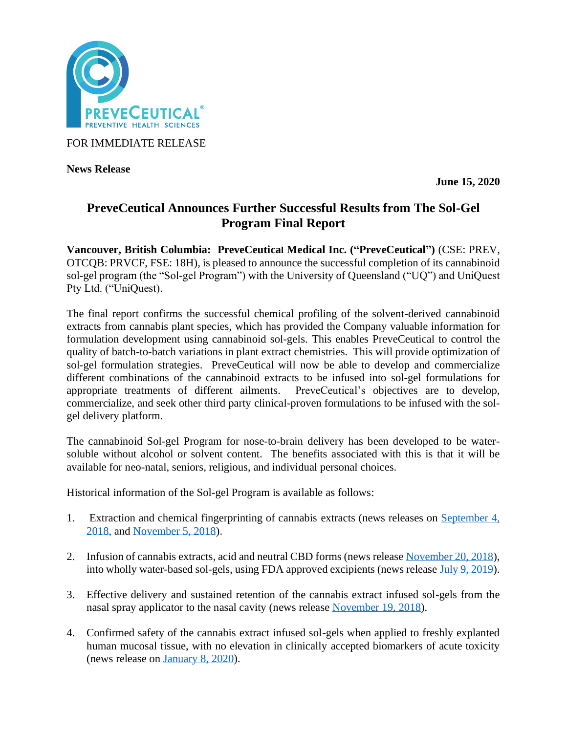FOR IMMEDIATE RELEASE

**News Release**

**June 15, 2020**

# PreveCeutical Announces Further Successful Results from The Sol-Gel Program Final Report

**Vancouver, British Columbia: PreveCeutical Medical Inc. ("PreveCeutical")** (CSE: PREV, OTCQB: PRVCF, FSE: 18H), is pleased to announce the successful completion of its cannabinoid sol-gel program (the "Sol-gel Program") with the University of Queensland ("UQ") and UniQuest Pty Ltd. ("UniQuest).

The final report confirms the successful chemical profiling of the solvent-derived cannabinoid extracts from cannabis plant species, which has provided the Company valuable information for formulation development using cannabinoid sol-gels. This enables PreveCeutical to control the quality of batch-to-batch variations in plant extract chemistries. This will provide optimization of sol-gel formulation strategies. PreveCeutical will now be able to develop and commercialize different combinations of the cannabinoid extracts to be infused into sol-gel formulations for appropriate treatments of different ailments. PreveCeutical's objectives are to develop, commercialize, and seek other third party clinical-proven formulations to be infused with the sol-gel delivery platform.

The cannabinoid Sol-gel Program for nose-to-brain delivery has been developed to be water-soluble without alcohol or solvent content. The benefits associated with this is that it will be available for neo-natal, seniors, religious, and individual personal choices.

Historical information of the Sol-gel Program is available as follows:

1. Extraction and chemical fingerprinting of cannabis extracts (news releases on September 4, 2018, and November 5, 2018).

2. Infusion of cannabis extracts, acid and neutral CBD forms (news release November 20, 2018), into wholly water-based sol-gels, using FDA approved excipients (news release July 9, 2019).

3. Effective delivery and sustained retention of the cannabis extract infused sol-gels from the nasal spray applicator to the nasal cavity (news release November 19, 2018).

4. Confirmed safety of the cannabis extract infused sol-gels when applied to freshly explanted human mucosal tissue, with no elevation in clinically accepted biomarkers of acute toxicity (news release on January 8, 2020).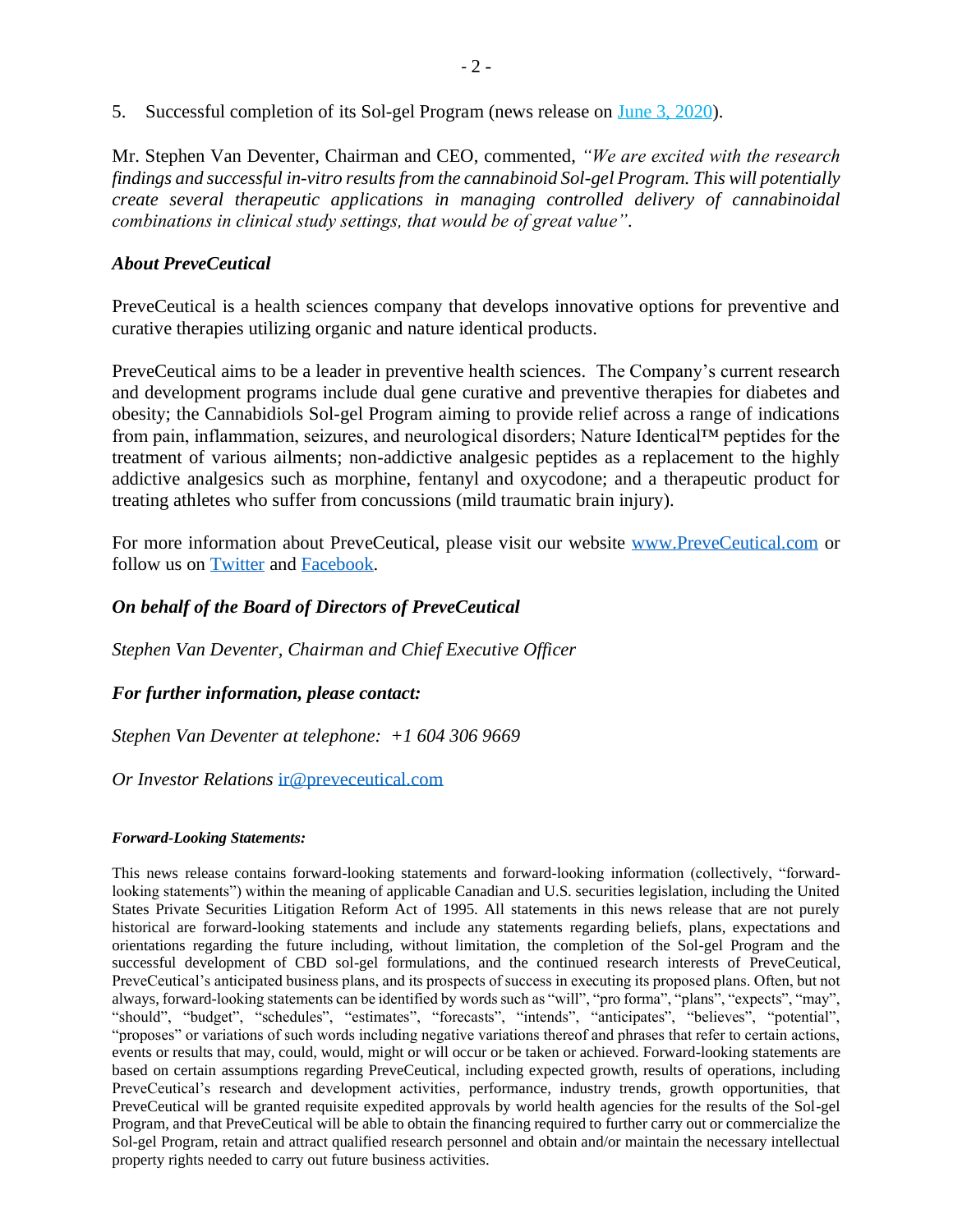5. Successful completion of its Sol-gel Program (news release on [June 3, 2020](#)).

Mr. Stephen Van Deventer, Chairman and CEO, commented, *"We are excited with the research findings and successful in-vitro results from the cannabinoid Sol-gel Program. This will potentially create several therapeutic applications in managing controlled delivery of cannabinoidal combinations in clinical study settings, that would be of great value"*.

***About PreveCeutical***

PreveCeutical is a health sciences company that develops innovative options for preventive and curative therapies utilizing organic and nature identical products.

PreveCeutical aims to be a leader in preventive health sciences. The Company's current research and development programs include dual gene curative and preventive therapies for diabetes and obesity; the Cannabidiols Sol-gel Program aiming to provide relief across a range of indications from pain, inflammation, seizures, and neurological disorders; Nature Identical™ peptides for the treatment of various ailments; non-addictive analgesic peptides as a replacement to the highly addictive analgesics such as morphine, fentanyl and oxycodone; and a therapeutic product for treating athletes who suffer from concussions (mild traumatic brain injury).

For more information about PreveCeutical, please visit our website [www.PreveCeutical.com](http://www.PreveCeutical.com) or follow us on [Twitter](#) and [Facebook](#).

***On behalf of the Board of Directors of PreveCeutical***

*Stephen Van Deventer, Chairman and Chief Executive Officer*

***For further information, please contact:***

*Stephen Van Deventer at telephone: +1 604 306 9669*

*Or Investor Relations* [ir@preveceutical.com](mailto:ir@preveceutical.com)

***Forward-Looking Statements:***

This news release contains forward-looking statements and forward-looking information (collectively, "forward-looking statements") within the meaning of applicable Canadian and U.S. securities legislation, including the United States Private Securities Litigation Reform Act of 1995. All statements in this news release that are not purely historical are forward-looking statements and include any statements regarding beliefs, plans, expectations and orientations regarding the future including, without limitation, the completion of the Sol-gel Program and the successful development of CBD sol-gel formulations, and the continued research interests of PreveCeutical, PreveCeutical's anticipated business plans, and its prospects of success in executing its proposed plans. Often, but not always, forward-looking statements can be identified by words such as "will", "pro forma", "plans", "expects", "may", "should", "budget", "schedules", "estimates", "forecasts", "intends", "anticipates", "believes", "potential", "proposes" or variations of such words including negative variations thereof and phrases that refer to certain actions, events or results that may, could, would, might or will occur or be taken or achieved. Forward-looking statements are based on certain assumptions regarding PreveCeutical, including expected growth, results of operations, including PreveCeutical's research and development activities, performance, industry trends, growth opportunities, that PreveCeutical will be granted requisite expedited approvals by world health agencies for the results of the Sol-gel Program, and that PreveCeutical will be able to obtain the financing required to further carry out or commercialize the Sol-gel Program, retain and attract qualified research personnel and obtain and/or maintain the necessary intellectual property rights needed to carry out future business activities.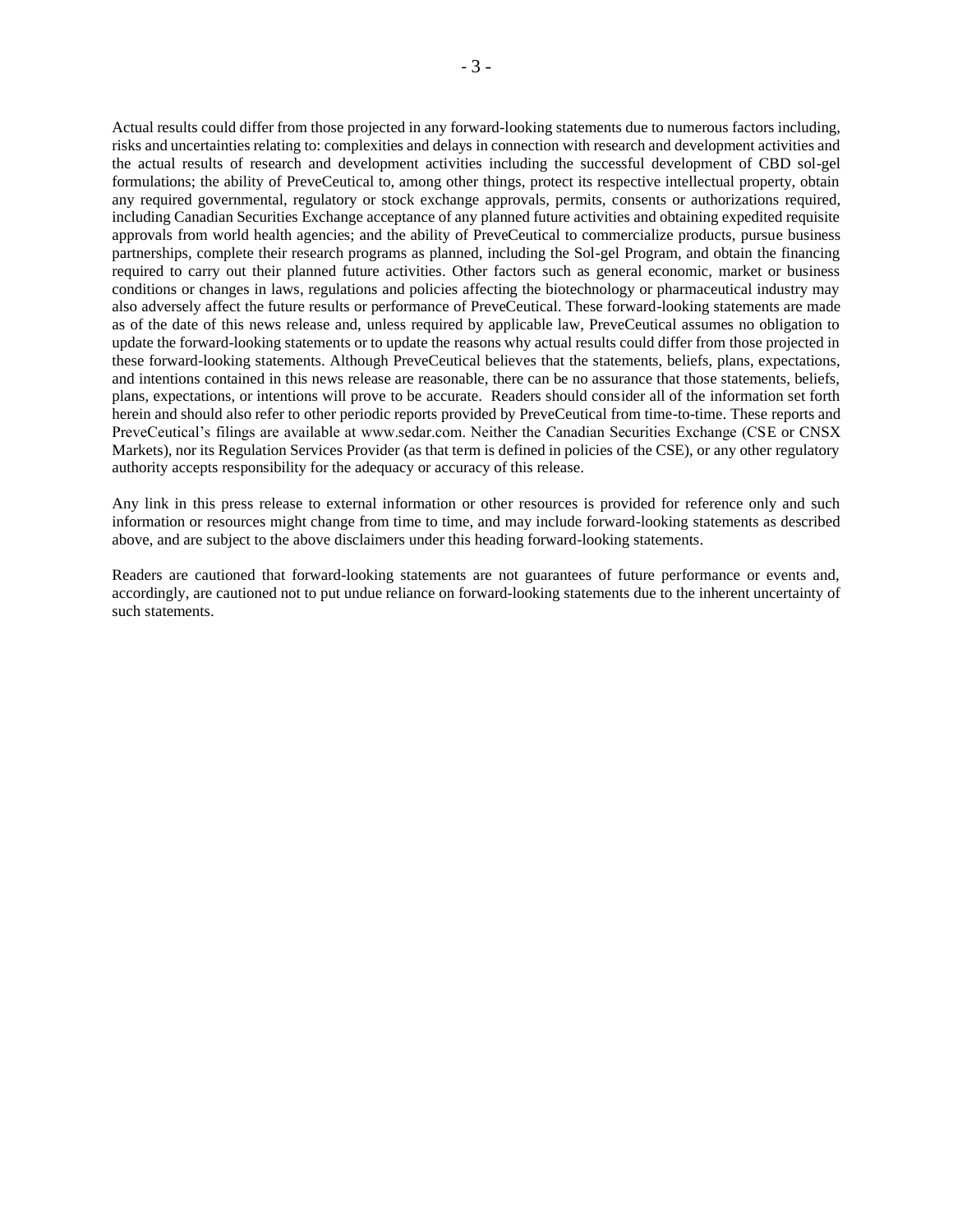Actual results could differ from those projected in any forward-looking statements due to numerous factors including, risks and uncertainties relating to: complexities and delays in connection with research and development activities and the actual results of research and development activities including the successful development of CBD sol-gel formulations; the ability of PreveCeutical to, among other things, protect its respective intellectual property, obtain any required governmental, regulatory or stock exchange approvals, permits, consents or authorizations required, including Canadian Securities Exchange acceptance of any planned future activities and obtaining expedited requisite approvals from world health agencies; and the ability of PreveCeutical to commercialize products, pursue business partnerships, complete their research programs as planned, including the Sol-gel Program, and obtain the financing required to carry out their planned future activities. Other factors such as general economic, market or business conditions or changes in laws, regulations and policies affecting the biotechnology or pharmaceutical industry may also adversely affect the future results or performance of PreveCeutical. These forward-looking statements are made as of the date of this news release and, unless required by applicable law, PreveCeutical assumes no obligation to update the forward-looking statements or to update the reasons why actual results could differ from those projected in these forward-looking statements. Although PreveCeutical believes that the statements, beliefs, plans, expectations, and intentions contained in this news release are reasonable, there can be no assurance that those statements, beliefs, plans, expectations, or intentions will prove to be accurate. Readers should consider all of the information set forth herein and should also refer to other periodic reports provided by PreveCeutical from time-to-time. These reports and PreveCeutical's filings are available at www.sedar.com. Neither the Canadian Securities Exchange (CSE or CNSX Markets), nor its Regulation Services Provider (as that term is defined in policies of the CSE), or any other regulatory authority accepts responsibility for the adequacy or accuracy of this release.

Any link in this press release to external information or other resources is provided for reference only and such information or resources might change from time to time, and may include forward-looking statements as described above, and are subject to the above disclaimers under this heading forward-looking statements.

Readers are cautioned that forward-looking statements are not guarantees of future performance or events and, accordingly, are cautioned not to put undue reliance on forward-looking statements due to the inherent uncertainty of such statements.